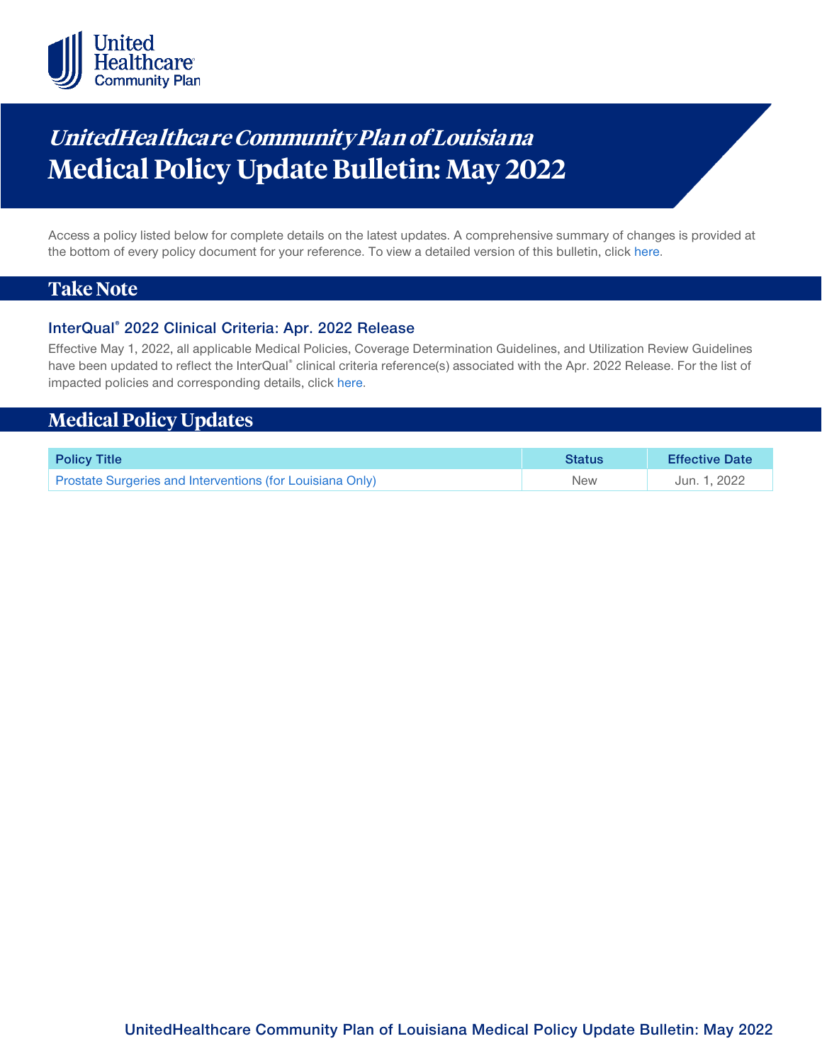# *UnitedHealthcare Community Plan of Louisiana*
# Medical Policy Update Bulletin: May 2022

Access a policy listed below for complete details on the latest updates. A comprehensive summary of changes is provided at the bottom of every policy document for your reference. To view a detailed version of this bulletin, click here.

## Take Note

### InterQual® 2022 Clinical Criteria: Apr. 2022 Release

Effective May 1, 2022, all applicable Medical Policies, Coverage Determination Guidelines, and Utilization Review Guidelines have been updated to reflect the InterQual® clinical criteria reference(s) associated with the Apr. 2022 Release. For the list of impacted policies and corresponding details, click here.

## Medical Policy Updates

| Policy Title | Status | Effective Date |
| --- | --- | --- |
| Prostate Surgeries and Interventions (for Louisiana Only) | New | Jun. 1, 2022 |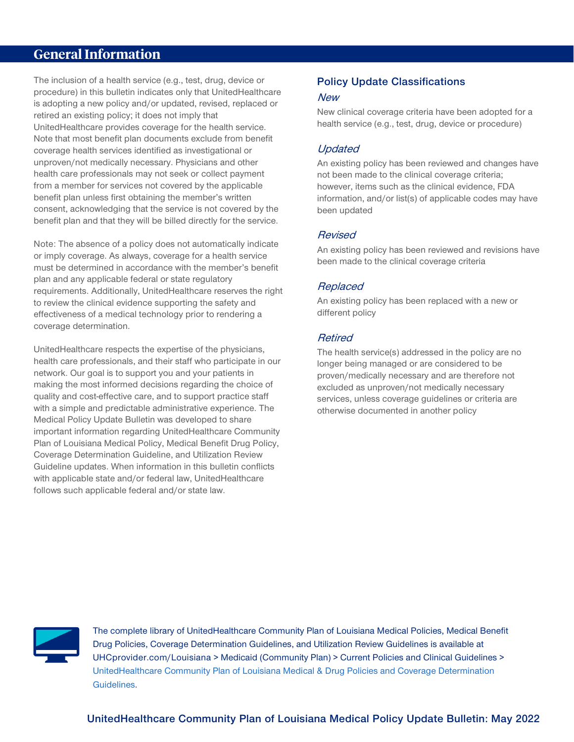## General Information

The inclusion of a health service (e.g., test, drug, device or procedure) in this bulletin indicates only that UnitedHealthcare is adopting a new policy and/or updated, revised, replaced or retired an existing policy; it does not imply that UnitedHealthcare provides coverage for the health service. Note that most benefit plan documents exclude from benefit coverage health services identified as investigational or unproven/not medically necessary. Physicians and other health care professionals may not seek or collect payment from a member for services not covered by the applicable benefit plan unless first obtaining the member's written consent, acknowledging that the service is not covered by the benefit plan and that they will be billed directly for the service.

Note: The absence of a policy does not automatically indicate or imply coverage. As always, coverage for a health service must be determined in accordance with the member's benefit plan and any applicable federal or state regulatory requirements. Additionally, UnitedHealthcare reserves the right to review the clinical evidence supporting the safety and effectiveness of a medical technology prior to rendering a coverage determination.

UnitedHealthcare respects the expertise of the physicians, health care professionals, and their staff who participate in our network. Our goal is to support you and your patients in making the most informed decisions regarding the choice of quality and cost-effective care, and to support practice staff with a simple and predictable administrative experience. The Medical Policy Update Bulletin was developed to share important information regarding UnitedHealthcare Community Plan of Louisiana Medical Policy, Medical Benefit Drug Policy, Coverage Determination Guideline, and Utilization Review Guideline updates. When information in this bulletin conflicts with applicable state and/or federal law, UnitedHealthcare follows such applicable federal and/or state law.

### Policy Update Classifications

*New*

New clinical coverage criteria have been adopted for a health service (e.g., test, drug, device or procedure)

*Updated*

An existing policy has been reviewed and changes have not been made to the clinical coverage criteria; however, items such as the clinical evidence, FDA information, and/or list(s) of applicable codes may have been updated

*Revised*

An existing policy has been reviewed and revisions have been made to the clinical coverage criteria

*Replaced*

An existing policy has been replaced with a new or different policy

*Retired*

The health service(s) addressed in the policy are no longer being managed or are considered to be proven/medically necessary and are therefore not excluded as unproven/not medically necessary services, unless coverage guidelines or criteria are otherwise documented in another policy

The complete library of UnitedHealthcare Community Plan of Louisiana Medical Policies, Medical Benefit Drug Policies, Coverage Determination Guidelines, and Utilization Review Guidelines is available at UHCprovider.com/Louisiana > Medicaid (Community Plan) > Current Policies and Clinical Guidelines > UnitedHealthcare Community Plan of Louisiana Medical & Drug Policies and Coverage Determination Guidelines.